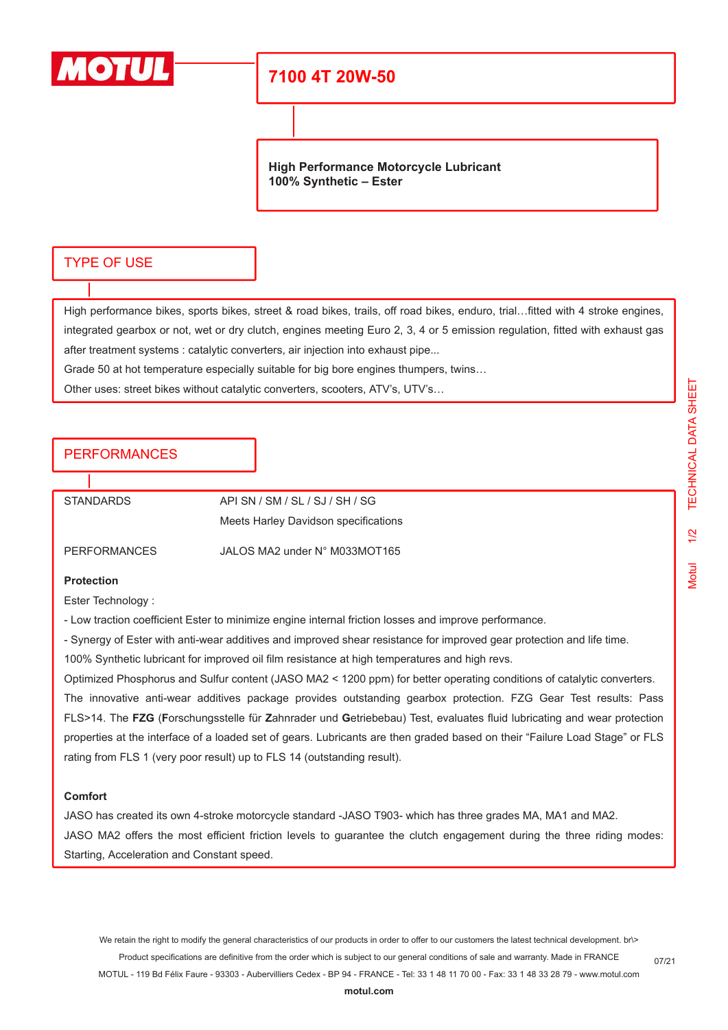MOTUL

# 7100 4T 20W-50

**High Performance Motorcycle Lubricant**
**100% Synthetic – Ester**

## TYPE OF USE

High performance bikes, sports bikes, street & road bikes, trails, off road bikes, enduro, trial…fitted with 4 stroke engines, integrated gearbox or not, wet or dry clutch, engines meeting Euro 2, 3, 4 or 5 emission regulation, fitted with exhaust gas after treatment systems : catalytic converters, air injection into exhaust pipe...

Grade 50 at hot temperature especially suitable for big bore engines thumpers, twins…

Other uses: street bikes without catalytic converters, scooters, ATV's, UTV's…

## PERFORMANCES

| | |
|---|---|
| STANDARDS | API SN / SM / SL / SJ / SH / SG<br>Meets Harley Davidson specifications |
| PERFORMANCES | JALOS MA2 under N° M033MOT165 |

**Protection**

Ester Technology :

- Low traction coefficient Ester to minimize engine internal friction losses and improve performance.
- Synergy of Ester with anti-wear additives and improved shear resistance for improved gear protection and life time.

100% Synthetic lubricant for improved oil film resistance at high temperatures and high revs.

Optimized Phosphorus and Sulfur content (JASO MA2 < 1200 ppm) for better operating conditions of catalytic converters.

The innovative anti-wear additives package provides outstanding gearbox protection. FZG Gear Test results: Pass FLS>14. The **FZG** (**F**orschungsstelle für **Z**ahnrader und **G**etriebebau) Test, evaluates fluid lubricating and wear protection properties at the interface of a loaded set of gears. Lubricants are then graded based on their "Failure Load Stage" or FLS rating from FLS 1 (very poor result) up to FLS 14 (outstanding result).

**Comfort**

JASO has created its own 4-stroke motorcycle standard -JASO T903- which has three grades MA, MA1 and MA2.

JASO MA2 offers the most efficient friction levels to guarantee the clutch engagement during the three riding modes: Starting, Acceleration and Constant speed.

We retain the right to modify the general characteristics of our products in order to offer to our customers the latest technical development. br\>
Product specifications are definitive from the order which is subject to our general conditions of sale and warranty. Made in FRANCE
MOTUL - 119 Bd Félix Faure - 93303 - Aubervilliers Cedex - BP 94 - FRANCE - Tel: 33 1 48 11 70 00 - Fax: 33 1 48 33 28 79 - www.motul.com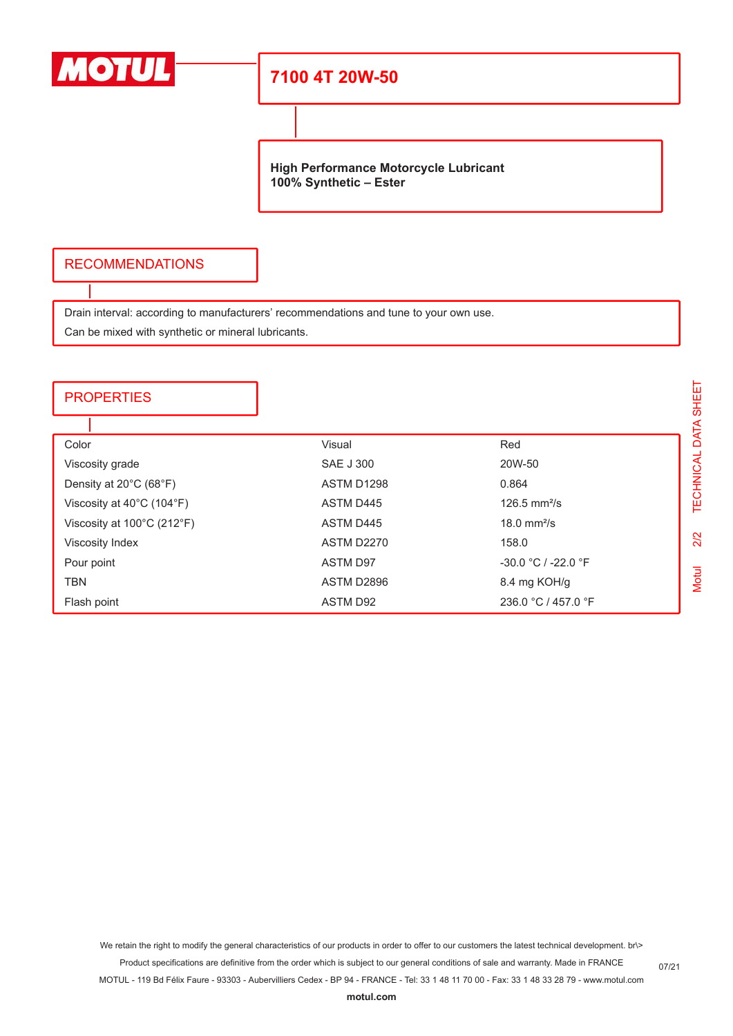# 7100 4T 20W-50

**High Performance Motorcycle Lubricant**
**100% Synthetic – Ester**

## RECOMMENDATIONS

Drain interval: according to manufacturers' recommendations and tune to your own use.

Can be mixed with synthetic or mineral lubricants.

## PROPERTIES

| | | |
|---|---|---|
| Color | Visual | Red |
| Viscosity grade | SAE J 300 | 20W-50 |
| Density at 20°C (68°F) | ASTM D1298 | 0.864 |
| Viscosity at 40°C (104°F) | ASTM D445 | 126.5 mm²/s |
| Viscosity at 100°C (212°F) | ASTM D445 | 18.0 mm²/s |
| Viscosity Index | ASTM D2270 | 158.0 |
| Pour point | ASTM D97 | -30.0 °C / -22.0 °F |
| TBN | ASTM D2896 | 8.4 mg KOH/g |
| Flash point | ASTM D92 | 236.0 °C / 457.0 °F |

We retain the right to modify the general characteristics of our products in order to offer to our customers the latest technical development. br\>
Product specifications are definitive from the order which is subject to our general conditions of sale and warranty. Made in FRANCE
MOTUL - 119 Bd Félix Faure - 93303 - Aubervilliers Cedex - BP 94 - FRANCE - Tel: 33 1 48 11 70 00 - Fax: 33 1 48 33 28 79 - www.motul.com

07/21